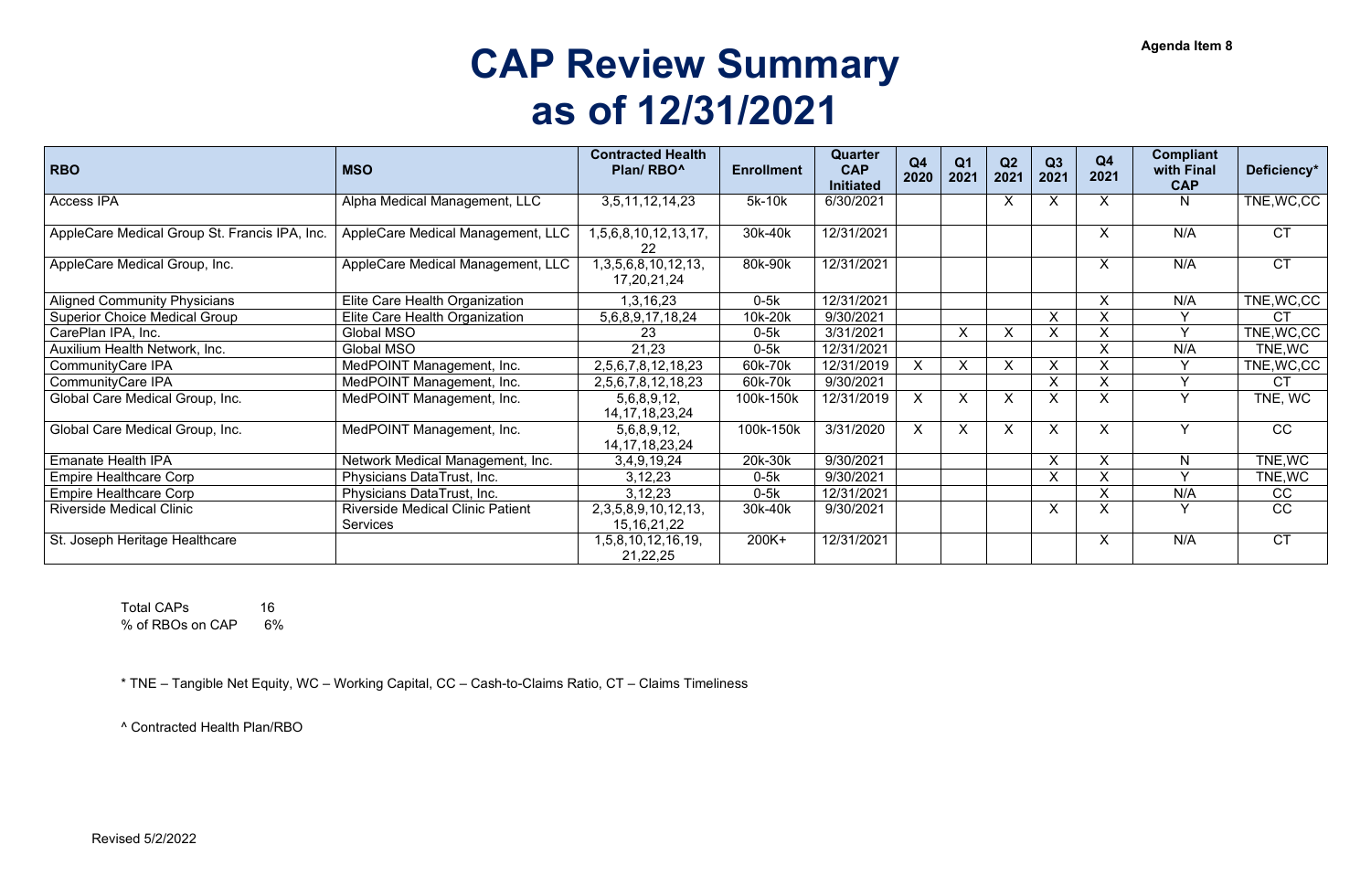Agenda Item 8

# CAP Review Summary as of 12/31/2021

| RBO | MSO | Contracted Health Plan/ RBO^ | Enrollment | Quarter CAP Initiated | Q4 2020 | Q1 2021 | Q2 2021 | Q3 2021 | Q4 2021 | Compliant with Final CAP | Deficiency* |
|---|---|---|---|---|---|---|---|---|---|---|---|
| Access IPA | Alpha Medical Management, LLC | 3,5,11,12,14,23 | 5k-10k | 6/30/2021 | | | X | X | X | N | TNE,WC,CC |
| AppleCare Medical Group St. Francis IPA, Inc. | AppleCare Medical Management, LLC | 1,5,6,8,10,12,13,17, 22 | 30k-40k | 12/31/2021 | | | | | X | N/A | CT |
| AppleCare Medical Group, Inc. | AppleCare Medical Management, LLC | 1,3,5,6,8,10,12,13, 17,20,21,24 | 80k-90k | 12/31/2021 | | | | | X | N/A | CT |
| Aligned Community Physicians | Elite Care Health Organization | 1,3,16,23 | 0-5k | 12/31/2021 | | | | | X | N/A | TNE,WC,CC |
| Superior Choice Medical Group | Elite Care Health Organization | 5,6,8,9,17,18,24 | 10k-20k | 9/30/2021 | | | | X | X | Y | CT |
| CarePlan IPA, Inc. | Global MSO | 23 | 0-5k | 3/31/2021 | | X | X | X | X | Y | TNE,WC,CC |
| Auxilium Health Network, Inc. | Global MSO | 21,23 | 0-5k | 12/31/2021 | | | | | X | N/A | TNE,WC |
| CommunityCare IPA | MedPOINT Management, Inc. | 2,5,6,7,8,12,18,23 | 60k-70k | 12/31/2019 | X | X | X | X | X | Y | TNE,WC,CC |
| CommunityCare IPA | MedPOINT Management, Inc. | 2,5,6,7,8,12,18,23 | 60k-70k | 9/30/2021 | | | | X | X | Y | CT |
| Global Care Medical Group, Inc. | MedPOINT Management, Inc. | 5,6,8,9,12, 14,17,18,23,24 | 100k-150k | 12/31/2019 | X | X | X | X | X | Y | TNE, WC |
| Global Care Medical Group, Inc. | MedPOINT Management, Inc. | 5,6,8,9,12, 14,17,18,23,24 | 100k-150k | 3/31/2020 | X | X | X | X | X | Y | CC |
| Emanate Health IPA | Network Medical Management, Inc. | 3,4,9,19,24 | 20k-30k | 9/30/2021 | | | | X | X | N | TNE,WC |
| Empire Healthcare Corp | Physicians DataTrust, Inc. | 3,12,23 | 0-5k | 9/30/2021 | | | | X | X | Y | TNE,WC |
| Empire Healthcare Corp | Physicians DataTrust, Inc. | 3,12,23 | 0-5k | 12/31/2021 | | | | | X | N/A | CC |
| Riverside Medical Clinic | Riverside Medical Clinic Patient Services | 2,3,5,8,9,10,12,13, 15,16,21,22 | 30k-40k | 9/30/2021 | | | | X | X | Y | CC |
| St. Joseph Heritage Healthcare | | 1,5,8,10,12,16,19, 21,22,25 | 200K+ | 12/31/2021 | | | | | X | N/A | CT |

Total CAPs 16
% of RBOs on CAP 6%

* TNE – Tangible Net Equity, WC – Working Capital, CC – Cash-to-Claims Ratio, CT – Claims Timeliness

^ Contracted Health Plan/RBO

Revised 5/2/2022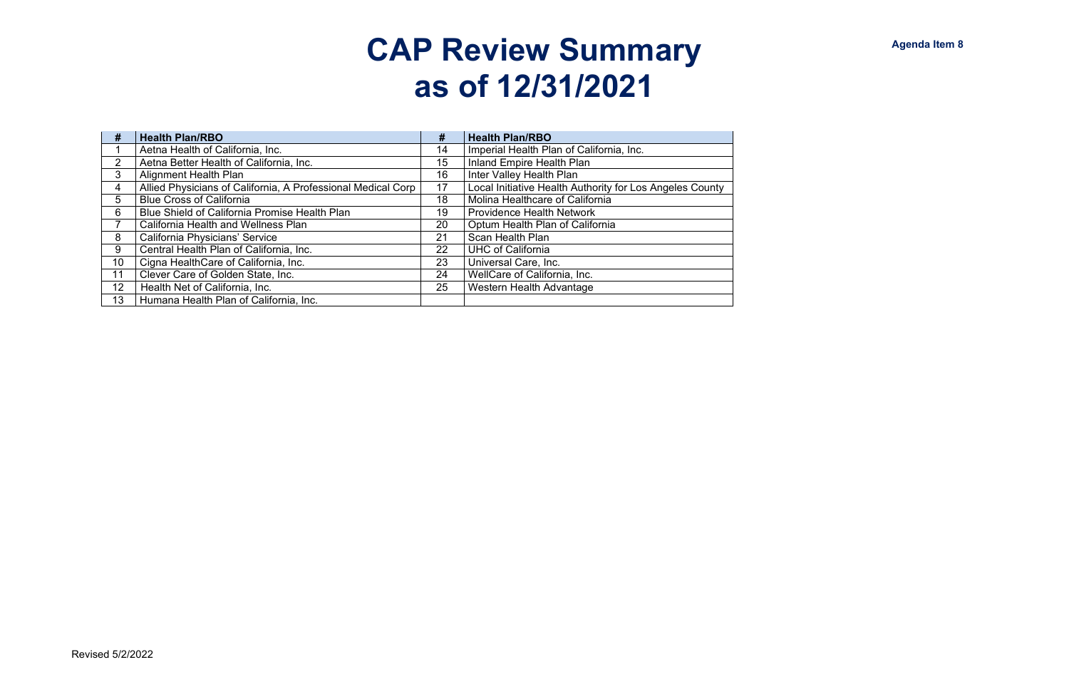Agenda Item 8

# CAP Review Summary as of 12/31/2021

| # | Health Plan/RBO | # | Health Plan/RBO |
|---|---|---|---|
| 1 | Aetna Health of California, Inc. | 14 | Imperial Health Plan of California, Inc. |
| 2 | Aetna Better Health of California, Inc. | 15 | Inland Empire Health Plan |
| 3 | Alignment Health Plan | 16 | Inter Valley Health Plan |
| 4 | Allied Physicians of California, A Professional Medical Corp | 17 | Local Initiative Health Authority for Los Angeles County |
| 5 | Blue Cross of California | 18 | Molina Healthcare of California |
| 6 | Blue Shield of California Promise Health Plan | 19 | Providence Health Network |
| 7 | California Health and Wellness Plan | 20 | Optum Health Plan of California |
| 8 | California Physicians' Service | 21 | Scan Health Plan |
| 9 | Central Health Plan of California, Inc. | 22 | UHC of California |
| 10 | Cigna HealthCare of California, Inc. | 23 | Universal Care, Inc. |
| 11 | Clever Care of Golden State, Inc. | 24 | WellCare of California, Inc. |
| 12 | Health Net of California, Inc. | 25 | Western Health Advantage |
| 13 | Humana Health Plan of California, Inc. | | |

Revised 5/2/2022